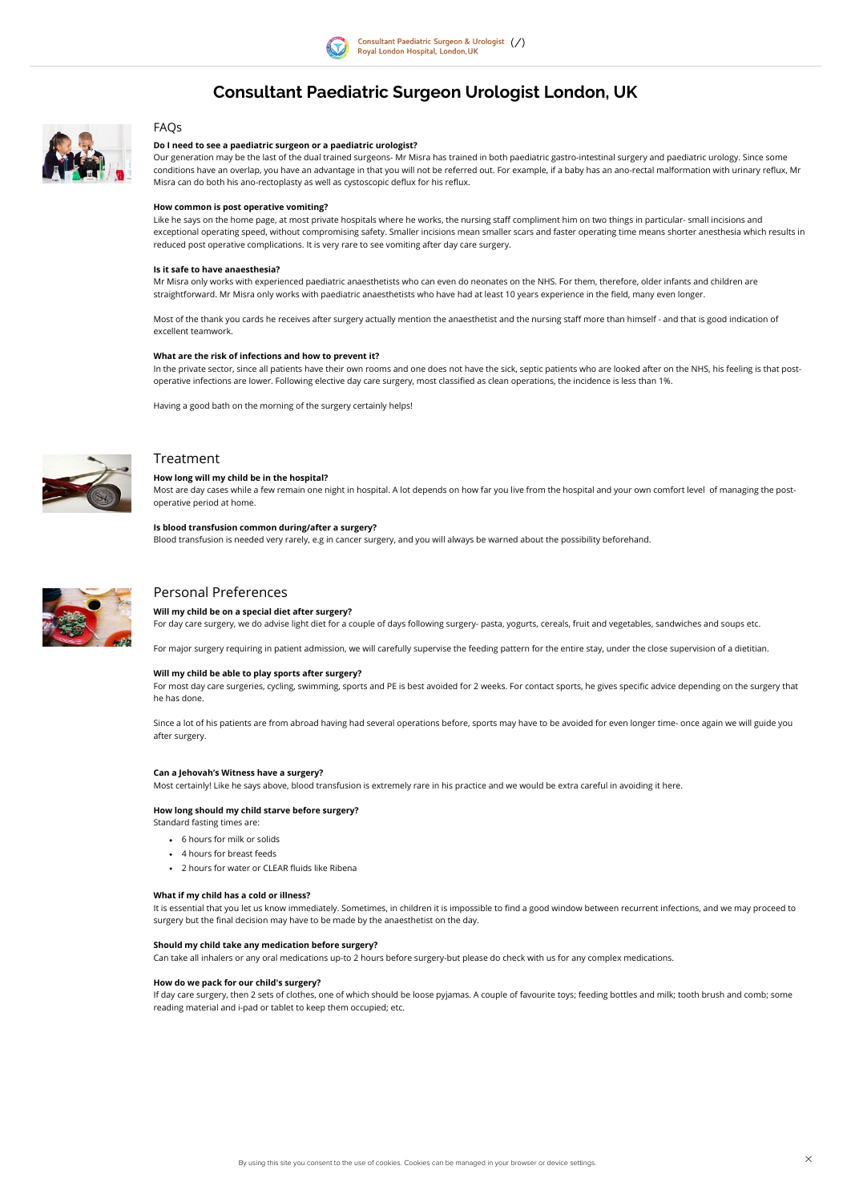# Consultant Paediatric Surgeon Urologist London, UK

## FAQs

**Do I need to see a paediatric surgeon or a paediatric urologist?**

Our generation may be the last of the dual trained surgeons- Mr Misra has trained in both paediatric gastro-intestinal surgery and paediatric urology. Since some conditions have an overlap, you have an advantage in that you will not be referred out. For example, if a baby has an ano-rectal malformation with urinary reflux, Mr Misra can do both his ano-rectoplasty as well as cystoscopic deflux for his reflux.

**How common is post operative vomiting?**

Like he says on the home page, at most private hospitals where he works, the nursing staff compliment him on two things in particular- small incisions and exceptional operating speed, without compromising safety. Smaller incisions mean smaller scars and faster operating time means shorter anesthesia which results in reduced post operative complications. It is very rare to see vomiting after day care surgery.

**Is it safe to have anaesthesia?**

Mr Misra only works with experienced paediatric anaesthetists who can even do neonates on the NHS. For them, therefore, older infants and children are straightforward. Mr Misra only works with paediatric anaesthetists who have had at least 10 years experience in the field, many even longer.

Most of the thank you cards he receives after surgery actually mention the anaesthetist and the nursing staff more than himself - and that is good indication of excellent teamwork.

**What are the risk of infections and how to prevent it?**

In the private sector, since all patients have their own rooms and one does not have the sick, septic patients who are looked after on the NHS, his feeling is that post-operative infections are lower. Following elective day care surgery, most classified as clean operations, the incidence is less than 1%.

Having a good bath on the morning of the surgery certainly helps!

## Treatment

**How long will my child be in the hospital?**

Most are day cases while a few remain one night in hospital. A lot depends on how far you live from the hospital and your own comfort level of managing the post-operative period at home.

**Is blood transfusion common during/after a surgery?**

Blood transfusion is needed very rarely, e.g in cancer surgery, and you will always be warned about the possibility beforehand.

## Personal Preferences

**Will my child be on a special diet after surgery?**

For day care surgery, we do advise light diet for a couple of days following surgery- pasta, yogurts, cereals, fruit and vegetables, sandwiches and soups etc.

For major surgery requiring in patient admission, we will carefully supervise the feeding pattern for the entire stay, under the close supervision of a dietitian.

**Will my child be able to play sports after surgery?**

For most day care surgeries, cycling, swimming, sports and PE is best avoided for 2 weeks. For contact sports, he gives specific advice depending on the surgery that he has done.

Since a lot of his patients are from abroad having had several operations before, sports may have to be avoided for even longer time- once again we will guide you after surgery.

**Can a Jehovah's Witness have a surgery?**

Most certainly! Like he says above, blood transfusion is extremely rare in his practice and we would be extra careful in avoiding it here.

**How long should my child starve before surgery?**

Standard fasting times are:

- 6 hours for milk or solids
- 4 hours for breast feeds
- 2 hours for water or CLEAR fluids like Ribena

**What if my child has a cold or illness?**

It is essential that you let us know immediately. Sometimes, in children it is impossible to find a good window between recurrent infections, and we may proceed to surgery but the final decision may have to be made by the anaesthetist on the day.

**Should my child take any medication before surgery?**

Can take all inhalers or any oral medications up-to 2 hours before surgery-but please do check with us for any complex medications.

**How do we pack for our child's surgery?**

If day care surgery, then 2 sets of clothes, one of which should be loose pyjamas. A couple of favourite toys; feeding bottles and milk; tooth brush and comb; some reading material and i-pad or tablet to keep them occupied; etc.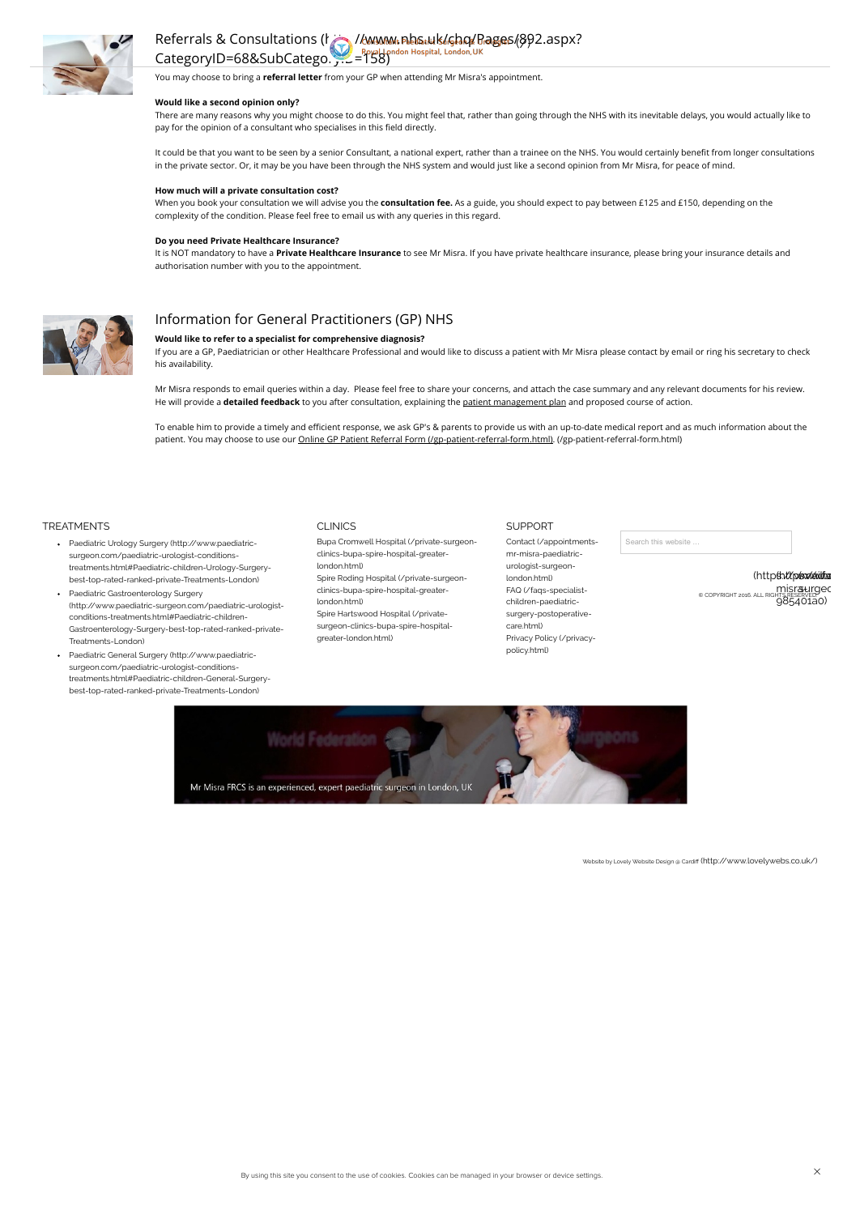## Referrals & Consultations (http://www.nhs.uk/chq/Pages/892.aspx?CategoryID=68&SubCategoryID=158)

You may choose to bring a **referral letter** from your GP when attending Mr Misra's appointment.

**Would like a second opinion only?**

There are many reasons why you might choose to do this. You might feel that, rather than going through the NHS with its inevitable delays, you would actually like to pay for the opinion of a consultant who specialises in this field directly.

It could be that you want to be seen by a senior Consultant, a national expert, rather than a trainee on the NHS. You would certainly benefit from longer consultations in the private sector. Or, it may be you have been through the NHS system and would just like a second opinion from Mr Misra, for peace of mind.

**How much will a private consultation cost?**

When you book your consultation we will advise you the **consultation fee.** As a guide, you should expect to pay between £125 and £150, depending on the complexity of the condition. Please feel free to email us with any queries in this regard.

**Do you need Private Healthcare Insurance?**

It is NOT mandatory to have a **Private Healthcare Insurance** to see Mr Misra. If you have private healthcare insurance, please bring your insurance details and authorisation number with you to the appointment.

## Information for General Practitioners (GP) NHS

**Would like to refer to a specialist for comprehensive diagnosis?**

If you are a GP, Paediatrician or other Healthcare Professional and would like to discuss a patient with Mr Misra please contact by email or ring his secretary to check his availability.

Mr Misra responds to email queries within a day. Please feel free to share your concerns, and attach the case summary and any relevant documents for his review. He will provide a **detailed feedback** to you after consultation, explaining the patient management plan and proposed course of action.

To enable him to provide a timely and efficient response, we ask GP's & parents to provide us with an up-to-date medical report and as much information about the patient. You may choose to use our Online GP Patient Referral Form (/gp-patient-referral-form.html). (/gp-patient-referral-form.html)

### TREATMENTS

- Paediatric Urology Surgery (http://www.paediatric-surgeon.com/paediatric-urologist-conditions-treatments.html#Paediatric-children-Urology-Surgery-best-top-rated-ranked-private-Treatments-London)
- Paediatric Gastroenterology Surgery (http://www.paediatric-surgeon.com/paediatric-urologist-conditions-treatments.html#Paediatric-children-Gastroenterology-Surgery-best-top-rated-ranked-private-Treatments-London)
- Paediatric General Surgery (http://www.paediatric-surgeon.com/paediatric-urologist-conditions-treatments.html#Paediatric-children-General-Surgery-best-top-rated-ranked-private-Treatments-London)

### CLINICS

Bupa Cromwell Hospital (/private-surgeon-clinics-bupa-spire-hospital-greater-london.html)
Spire Roding Hospital (/private-surgeon-clinics-bupa-spire-hospital-greater-london.html)
Spire Hartswood Hospital (/private-surgeon-clinics-bupa-spire-hospital-greater-london.html)

### SUPPORT

Contact (/appointments-mr-misra-paediatric-urologist-surgeon-london.html)
FAQ (/faqs-specialist-children-paediatric-surgery-postoperative-care.html)
Privacy Policy (/privacy-policy.html)

Search this website ...

© COPYRIGHT 2016. ALL RIGHTS RESERVED.

Mr Misra FRCS is an experienced, expert paediatric surgeon in London, UK

Website by Lovely Website Design @ Cardiff (http://www.lovelywebs.co.uk/)

By using this site you consent to the use of cookies. Cookies can be managed in your browser or device settings.